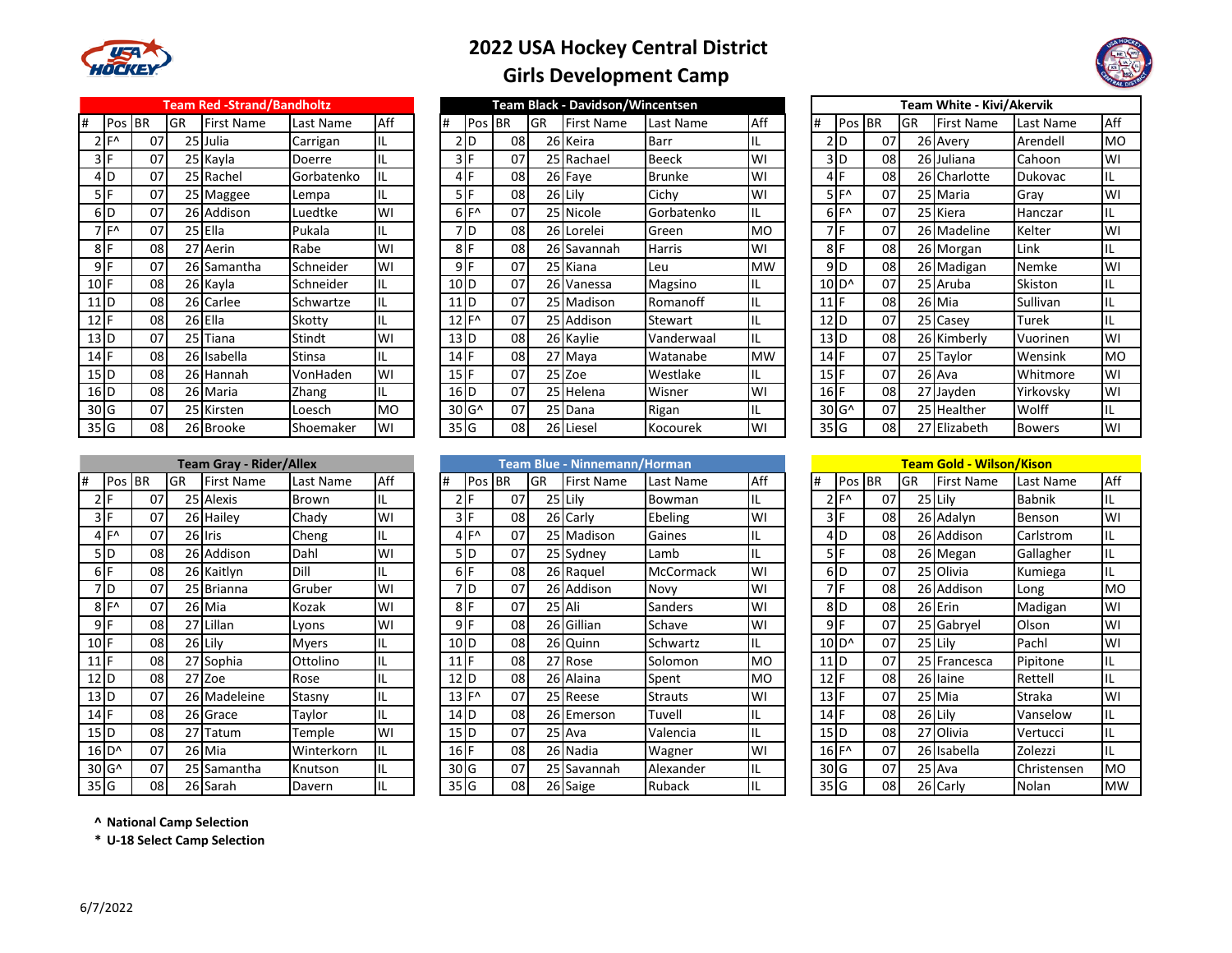# 2022 USA Hockey Central District
# Girls Development Camp

**Team Red -Strand/Bandholtz**

| # | Pos | BR | GR | First Name | Last Name | Aff |
|---|---|---|---|---|---|---|
| 2 | F^ | 07 | 25 | Julia | Carrigan | IL |
| 3 | F | 07 | 25 | Kayla | Doerre | IL |
| 4 | D | 07 | 25 | Rachel | Gorbatenko | IL |
| 5 | F | 07 | 25 | Maggee | Lempa | IL |
| 6 | D | 07 | 26 | Addison | Luedtke | WI |
| 7 | F^ | 07 | 25 | Ella | Pukala | IL |
| 8 | F | 08 | 27 | Aerin | Rabe | WI |
| 9 | F | 07 | 26 | Samantha | Schneider | WI |
| 10 | F | 08 | 26 | Kayla | Schneider | IL |
| 11 | D | 08 | 26 | Carlee | Schwartze | IL |
| 12 | F | 08 | 26 | Ella | Skotty | IL |
| 13 | D | 07 | 25 | Tiana | Stindt | WI |
| 14 | F | 08 | 26 | Isabella | Stinsa | IL |
| 15 | D | 08 | 26 | Hannah | VonHaden | WI |
| 16 | D | 08 | 26 | Maria | Zhang | IL |
| 30 | G | 07 | 25 | Kirsten | Loesch | MO |
| 35 | G | 08 | 26 | Brooke | Shoemaker | WI |

**Team Black - Davidson/Wincentsen**

| # | Pos | BR | GR | First Name | Last Name | Aff |
|---|---|---|---|---|---|---|
| 2 | D | 08 | 26 | Keira | Barr | IL |
| 3 | F | 07 | 25 | Rachael | Beeck | WI |
| 4 | F | 08 | 26 | Faye | Brunke | WI |
| 5 | F | 08 | 26 | Lily | Cichy | WI |
| 6 | F^ | 07 | 25 | Nicole | Gorbatenko | IL |
| 7 | D | 08 | 26 | Lorelei | Green | MO |
| 8 | F | 08 | 26 | Savannah | Harris | WI |
| 9 | F | 07 | 25 | Kiana | Leu | MW |
| 10 | D | 07 | 26 | Vanessa | Magsino | IL |
| 11 | D | 07 | 25 | Madison | Romanoff | IL |
| 12 | F^ | 07 | 25 | Addison | Stewart | IL |
| 13 | D | 08 | 26 | Kaylie | Vanderwaal | IL |
| 14 | F | 08 | 27 | Maya | Watanabe | MW |
| 15 | F | 07 | 25 | Zoe | Westlake | IL |
| 16 | D | 07 | 25 | Helena | Wisner | WI |
| 30 | G^ | 07 | 25 | Dana | Rigan | IL |
| 35 | G | 08 | 26 | Liesel | Kocourek | WI |

**Team White - Kivi/Akervik**

| # | Pos | BR | GR | First Name | Last Name | Aff |
|---|---|---|---|---|---|---|
| 2 | D | 07 | 26 | Avery | Arendell | MO |
| 3 | D | 08 | 26 | Juliana | Cahoon | WI |
| 4 | F | 08 | 26 | Charlotte | Dukovac | IL |
| 5 | F^ | 07 | 25 | Maria | Gray | WI |
| 6 | F^ | 07 | 25 | Kiera | Hanczar | IL |
| 7 | F | 07 | 26 | Madeline | Kelter | WI |
| 8 | F | 08 | 26 | Morgan | Link | IL |
| 9 | D | 08 | 26 | Madigan | Nemke | WI |
| 10 | D^ | 07 | 25 | Aruba | Skiston | IL |
| 11 | F | 08 | 26 | Mia | Sullivan | IL |
| 12 | D | 07 | 25 | Casey | Turek | IL |
| 13 | D | 08 | 26 | Kimberly | Vuorinen | WI |
| 14 | F | 07 | 25 | Taylor | Wensink | MO |
| 15 | F | 07 | 26 | Ava | Whitmore | WI |
| 16 | F | 08 | 27 | Jayden | Yirkovsky | WI |
| 30 | G^ | 07 | 25 | Healther | Wolff | IL |
| 35 | G | 08 | 27 | Elizabeth | Bowers | WI |

**Team Gray - Rider/Allex**

| # | Pos | BR | GR | First Name | Last Name | Aff |
|---|---|---|---|---|---|---|
| 2 | F | 07 | 25 | Alexis | Brown | IL |
| 3 | F | 07 | 26 | Hailey | Chady | WI |
| 4 | F^ | 07 | 26 | Iris | Cheng | IL |
| 5 | D | 08 | 26 | Addison | Dahl | WI |
| 6 | F | 08 | 26 | Kaitlyn | Dill | IL |
| 7 | D | 07 | 25 | Brianna | Gruber | WI |
| 8 | F^ | 07 | 26 | Mia | Kozak | WI |
| 9 | F | 08 | 27 | Lillan | Lyons | WI |
| 10 | F | 08 | 26 | Lily | Myers | IL |
| 11 | F | 08 | 27 | Sophia | Ottolino | IL |
| 12 | D | 08 | 27 | Zoe | Rose | IL |
| 13 | D | 07 | 26 | Madeleine | Stasny | IL |
| 14 | F | 08 | 26 | Grace | Taylor | IL |
| 15 | D | 08 | 27 | Tatum | Temple | WI |
| 16 | D^ | 07 | 26 | Mia | Winterkorn | IL |
| 30 | G^ | 07 | 25 | Samantha | Knutson | IL |
| 35 | G | 08 | 26 | Sarah | Davern | IL |

**Team Blue - Ninnemann/Horman**

| # | Pos | BR | GR | First Name | Last Name | Aff |
|---|---|---|---|---|---|---|
| 2 | F | 07 | 25 | Lily | Bowman | IL |
| 3 | F | 08 | 26 | Carly | Ebeling | WI |
| 4 | F^ | 07 | 25 | Madison | Gaines | IL |
| 5 | D | 07 | 25 | Sydney | Lamb | IL |
| 6 | F | 08 | 26 | Raquel | McCormack | WI |
| 7 | D | 07 | 26 | Addison | Novy | WI |
| 8 | F | 07 | 25 | Ali | Sanders | WI |
| 9 | F | 08 | 26 | Gillian | Schave | WI |
| 10 | D | 08 | 26 | Quinn | Schwartz | IL |
| 11 | F | 08 | 27 | Rose | Solomon | MO |
| 12 | D | 08 | 26 | Alaina | Spent | MO |
| 13 | F^ | 07 | 25 | Reese | Strauts | WI |
| 14 | D | 08 | 26 | Emerson | Tuvell | IL |
| 15 | D | 07 | 25 | Ava | Valencia | IL |
| 16 | F | 08 | 26 | Nadia | Wagner | WI |
| 30 | G | 07 | 25 | Savannah | Alexander | IL |
| 35 | G | 08 | 26 | Saige | Ruback | IL |

**Team Gold - Wilson/Kison**

| # | Pos | BR | GR | First Name | Last Name | Aff |
|---|---|---|---|---|---|---|
| 2 | F^ | 07 | 25 | Lily | Babnik | IL |
| 3 | F | 08 | 26 | Adalyn | Benson | WI |
| 4 | D | 08 | 26 | Addison | Carlstrom | IL |
| 5 | F | 08 | 26 | Megan | Gallagher | IL |
| 6 | D | 07 | 25 | Olivia | Kumiega | IL |
| 7 | F | 08 | 26 | Addison | Long | MO |
| 8 | D | 08 | 26 | Erin | Madigan | WI |
| 9 | F | 07 | 25 | Gabryel | Olson | WI |
| 10 | D^ | 07 | 25 | Lily | Pachl | WI |
| 11 | D | 07 | 25 | Francesca | Pipitone | IL |
| 12 | F | 08 | 26 | laine | Rettell | IL |
| 13 | F | 07 | 25 | Mia | Straka | WI |
| 14 | F | 08 | 26 | Lily | Vanselow | IL |
| 15 | D | 08 | 27 | Olivia | Vertucci | IL |
| 16 | F^ | 07 | 26 | Isabella | Zolezzi | IL |
| 30 | G | 07 | 25 | Ava | Christensen | MO |
| 35 | G | 08 | 26 | Carly | Nolan | MW |

**^ National Camp Selection**

**\* U-18 Select Camp Selection**

6/7/2022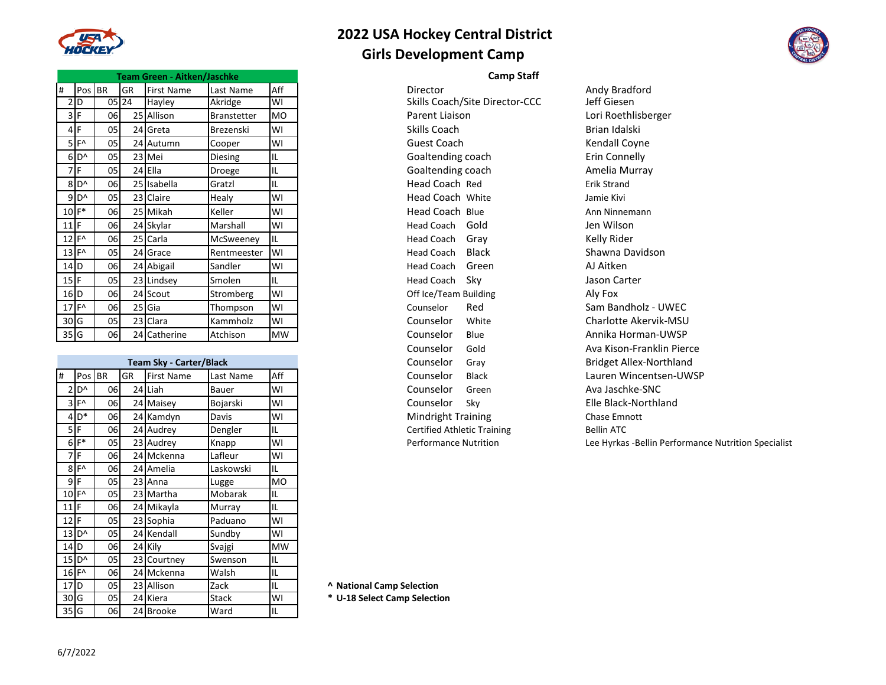# 2022 USA Hockey Central District
## Girls Development Camp

**Team Green - Aitken/Jaschke**

| # | Pos | BR | GR | First Name | Last Name | Aff |
|---|---|---|---|---|---|---|
| 2 | D | 05 | 24 | Hayley | Akridge | WI |
| 3 | F | 06 | 25 | Allison | Branstetter | MO |
| 4 | F | 05 | 24 | Greta | Brezenski | WI |
| 5 | F^ | 05 | 24 | Autumn | Cooper | WI |
| 6 | D^ | 05 | 23 | Mei | Diesing | IL |
| 7 | F | 05 | 24 | Ella | Droege | IL |
| 8 | D^ | 06 | 25 | Isabella | Gratzl | IL |
| 9 | D^ | 05 | 23 | Claire | Healy | WI |
| 10 | F* | 06 | 25 | Mikah | Keller | WI |
| 11 | F | 06 | 24 | Skylar | Marshall | WI |
| 12 | F^ | 06 | 25 | Carla | McSweeney | IL |
| 13 | F^ | 05 | 24 | Grace | Rentmeester | WI |
| 14 | D | 06 | 24 | Abigail | Sandler | WI |
| 15 | F | 05 | 23 | Lindsey | Smolen | IL |
| 16 | D | 06 | 24 | Scout | Stromberg | WI |
| 17 | F^ | 06 | 25 | Gia | Thompson | WI |
| 30 | G | 05 | 23 | Clara | Kammholz | WI |
| 35 | G | 06 | 24 | Catherine | Atchison | MW |

**Team Sky - Carter/Black**

| # | Pos | BR | GR | First Name | Last Name | Aff |
|---|---|---|---|---|---|---|
| 2 | D^ | 06 | 24 | Liah | Bauer | WI |
| 3 | F^ | 06 | 24 | Maisey | Bojarski | WI |
| 4 | D* | 06 | 24 | Kamdyn | Davis | WI |
| 5 | F | 06 | 24 | Audrey | Dengler | IL |
| 6 | F* | 05 | 23 | Audrey | Knapp | WI |
| 7 | F | 06 | 24 | Mckenna | Lafleur | WI |
| 8 | F^ | 06 | 24 | Amelia | Laskowski | IL |
| 9 | F | 05 | 23 | Anna | Lugge | MO |
| 10 | F^ | 05 | 23 | Martha | Mobarak | IL |
| 11 | F | 06 | 24 | Mikayla | Murray | IL |
| 12 | F | 05 | 23 | Sophia | Paduano | WI |
| 13 | D^ | 05 | 24 | Kendall | Sundby | WI |
| 14 | D | 06 | 24 | Kily | Svajgi | MW |
| 15 | D^ | 05 | 23 | Courtney | Swenson | IL |
| 16 | F^ | 06 | 24 | Mckenna | Walsh | IL |
| 17 | D | 05 | 23 | Allison | Zack | IL |
| 30 | G | 05 | 24 | Kiera | Stack | WI |
| 35 | G | 06 | 24 | Brooke | Ward | IL |

**^ National Camp Selection**

**\* U-18 Select Camp Selection**

**Camp Staff**

| Role | | Name |
|---|---|---|
| Director | | Andy Bradford |
| Skills Coach/Site Director-CCC | | Jeff Giesen |
| Parent Liaison | | Lori Roethlisberger |
| Skills Coach | | Brian Idalski |
| Guest Coach | | Kendall Coyne |
| Goaltending coach | | Erin Connelly |
| Goaltending coach | | Amelia Murray |
| Head Coach | Red | Erik Strand |
| Head Coach | White | Jamie Kivi |
| Head Coach | Blue | Ann Ninnemann |
| Head Coach | Gold | Jen Wilson |
| Head Coach | Gray | Kelly Rider |
| Head Coach | Black | Shawna Davidson |
| Head Coach | Green | AJ Aitken |
| Head Coach | Sky | Jason Carter |
| Off Ice/Team Building | | Aly Fox |
| Counselor | Red | Sam Bandholz - UWEC |
| Counselor | White | Charlotte Akervik-MSU |
| Counselor | Blue | Annika Horman-UWSP |
| Counselor | Gold | Ava Kison-Franklin Pierce |
| Counselor | Gray | Bridget Allex-Northland |
| Counselor | Black | Lauren Wincentsen-UWSP |
| Counselor | Green | Ava Jaschke-SNC |
| Counselor | Sky | Elle Black-Northland |
| Mindright Training | | Chase Emnott |
| Certified Athletic Training | | Bellin ATC |
| Performance Nutrition | | Lee Hyrkas -Bellin Performance Nutrition Specialist |

6/7/2022